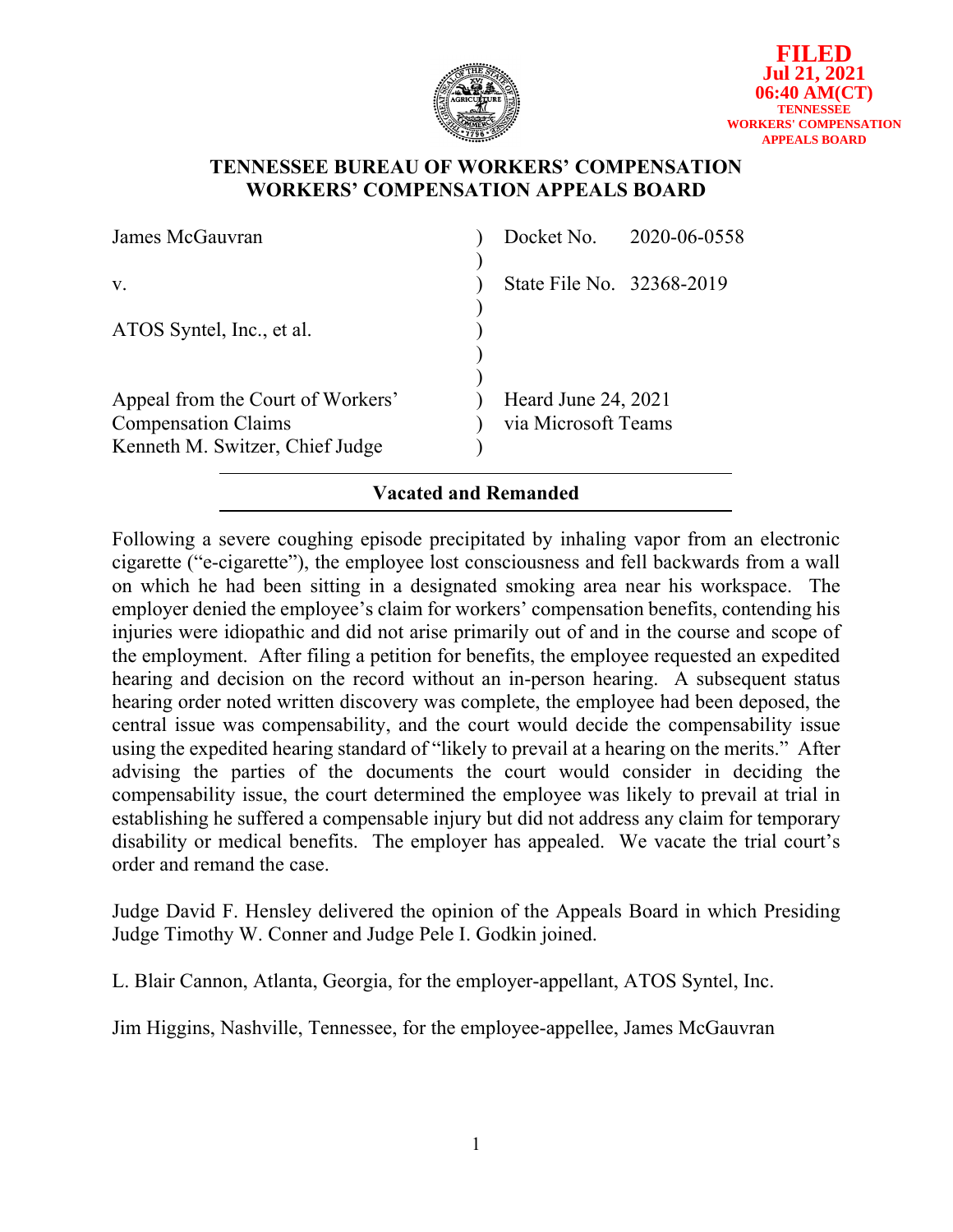FILED
Jul 21, 2021
06:40 AM(CT)
TENNESSEE
WORKERS' COMPENSATION
APPEALS BOARD

# TENNESSEE BUREAU OF WORKERS' COMPENSATION
# WORKERS' COMPENSATION APPEALS BOARD

| | |
|---|---|
| James McGauvran | Docket No. 2020-06-0558 |
| v. | State File No. 32368-2019 |
| ATOS Syntel, Inc., et al. | |
| Appeal from the Court of Workers' Compensation Claims<br>Kenneth M. Switzer, Chief Judge | Heard June 24, 2021<br>via Microsoft Teams |

**Vacated and Remanded**

Following a severe coughing episode precipitated by inhaling vapor from an electronic cigarette ("e-cigarette"), the employee lost consciousness and fell backwards from a wall on which he had been sitting in a designated smoking area near his workspace. The employer denied the employee's claim for workers' compensation benefits, contending his injuries were idiopathic and did not arise primarily out of and in the course and scope of the employment. After filing a petition for benefits, the employee requested an expedited hearing and decision on the record without an in-person hearing. A subsequent status hearing order noted written discovery was complete, the employee had been deposed, the central issue was compensability, and the court would decide the compensability issue using the expedited hearing standard of "likely to prevail at a hearing on the merits." After advising the parties of the documents the court would consider in deciding the compensability issue, the court determined the employee was likely to prevail at trial in establishing he suffered a compensable injury but did not address any claim for temporary disability or medical benefits. The employer has appealed. We vacate the trial court's order and remand the case.

Judge David F. Hensley delivered the opinion of the Appeals Board in which Presiding Judge Timothy W. Conner and Judge Pele I. Godkin joined.

L. Blair Cannon, Atlanta, Georgia, for the employer-appellant, ATOS Syntel, Inc.

Jim Higgins, Nashville, Tennessee, for the employee-appellee, James McGauvran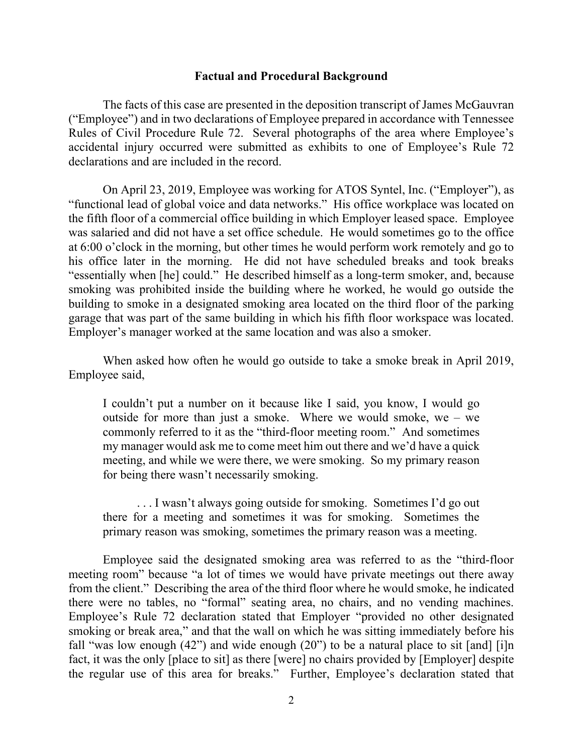## Factual and Procedural Background

The facts of this case are presented in the deposition transcript of James McGauvran ("Employee") and in two declarations of Employee prepared in accordance with Tennessee Rules of Civil Procedure Rule 72. Several photographs of the area where Employee's accidental injury occurred were submitted as exhibits to one of Employee's Rule 72 declarations and are included in the record.

On April 23, 2019, Employee was working for ATOS Syntel, Inc. ("Employer"), as "functional lead of global voice and data networks." His office workplace was located on the fifth floor of a commercial office building in which Employer leased space. Employee was salaried and did not have a set office schedule. He would sometimes go to the office at 6:00 o'clock in the morning, but other times he would perform work remotely and go to his office later in the morning. He did not have scheduled breaks and took breaks "essentially when [he] could." He described himself as a long-term smoker, and, because smoking was prohibited inside the building where he worked, he would go outside the building to smoke in a designated smoking area located on the third floor of the parking garage that was part of the same building in which his fifth floor workspace was located. Employer's manager worked at the same location and was also a smoker.

When asked how often he would go outside to take a smoke break in April 2019, Employee said,

> I couldn't put a number on it because like I said, you know, I would go outside for more than just a smoke. Where we would smoke, we – we commonly referred to it as the "third-floor meeting room." And sometimes my manager would ask me to come meet him out there and we'd have a quick meeting, and while we were there, we were smoking. So my primary reason for being there wasn't necessarily smoking.
>
> . . . I wasn't always going outside for smoking. Sometimes I'd go out there for a meeting and sometimes it was for smoking. Sometimes the primary reason was smoking, sometimes the primary reason was a meeting.

Employee said the designated smoking area was referred to as the "third-floor meeting room" because "a lot of times we would have private meetings out there away from the client." Describing the area of the third floor where he would smoke, he indicated there were no tables, no "formal" seating area, no chairs, and no vending machines. Employee's Rule 72 declaration stated that Employer "provided no other designated smoking or break area," and that the wall on which he was sitting immediately before his fall "was low enough (42") and wide enough (20") to be a natural place to sit [and] [i]n fact, it was the only [place to sit] as there [were] no chairs provided by [Employer] despite the regular use of this area for breaks." Further, Employee's declaration stated that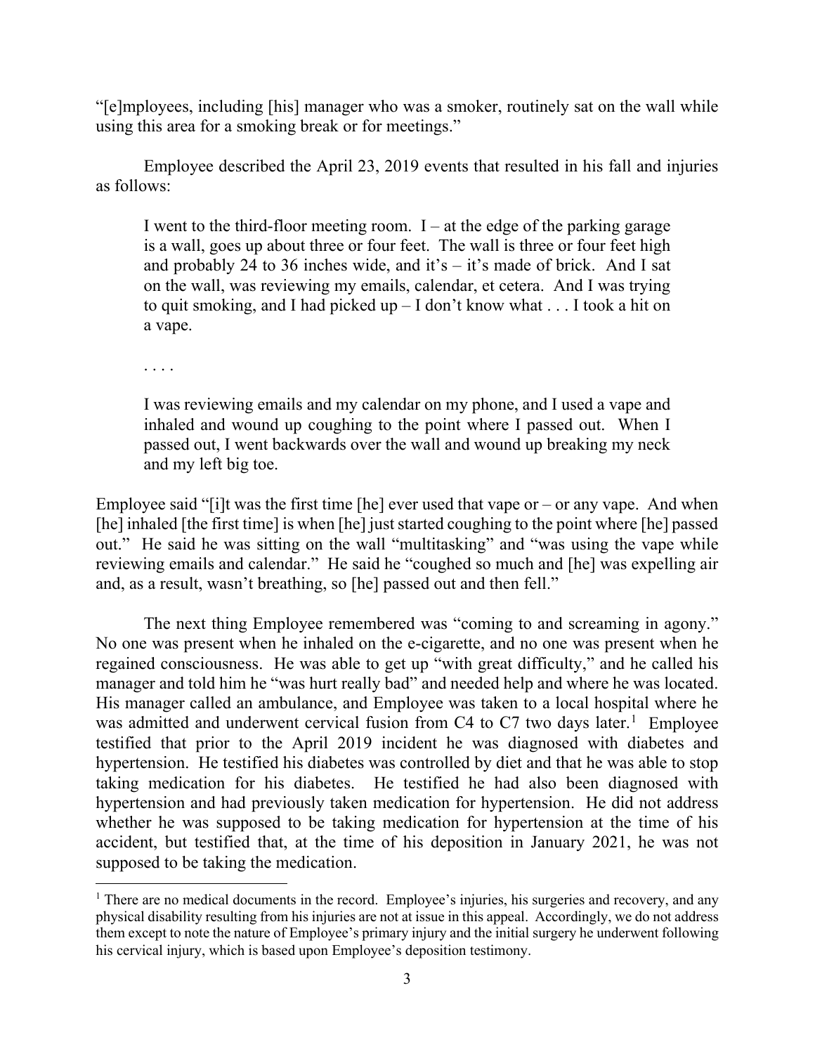"[e]mployees, including [his] manager who was a smoker, routinely sat on the wall while using this area for a smoking break or for meetings."

Employee described the April 23, 2019 events that resulted in his fall and injuries as follows:

> I went to the third-floor meeting room. I – at the edge of the parking garage is a wall, goes up about three or four feet. The wall is three or four feet high and probably 24 to 36 inches wide, and it's – it's made of brick. And I sat on the wall, was reviewing my emails, calendar, et cetera. And I was trying to quit smoking, and I had picked up – I don't know what . . . I took a hit on a vape.
>
> . . . .
>
> I was reviewing emails and my calendar on my phone, and I used a vape and inhaled and wound up coughing to the point where I passed out. When I passed out, I went backwards over the wall and wound up breaking my neck and my left big toe.

Employee said "[i]t was the first time [he] ever used that vape or – or any vape. And when [he] inhaled [the first time] is when [he] just started coughing to the point where [he] passed out." He said he was sitting on the wall "multitasking" and "was using the vape while reviewing emails and calendar." He said he "coughed so much and [he] was expelling air and, as a result, wasn't breathing, so [he] passed out and then fell."

The next thing Employee remembered was "coming to and screaming in agony." No one was present when he inhaled on the e-cigarette, and no one was present when he regained consciousness. He was able to get up "with great difficulty," and he called his manager and told him he "was hurt really bad" and needed help and where he was located. His manager called an ambulance, and Employee was taken to a local hospital where he was admitted and underwent cervical fusion from C4 to C7 two days later.[1] Employee testified that prior to the April 2019 incident he was diagnosed with diabetes and hypertension. He testified his diabetes was controlled by diet and that he was able to stop taking medication for his diabetes. He testified he had also been diagnosed with hypertension and had previously taken medication for hypertension. He did not address whether he was supposed to be taking medication for hypertension at the time of his accident, but testified that, at the time of his deposition in January 2021, he was not supposed to be taking the medication.

---

[1] There are no medical documents in the record. Employee's injuries, his surgeries and recovery, and any physical disability resulting from his injuries are not at issue in this appeal. Accordingly, we do not address them except to note the nature of Employee's primary injury and the initial surgery he underwent following his cervical injury, which is based upon Employee's deposition testimony.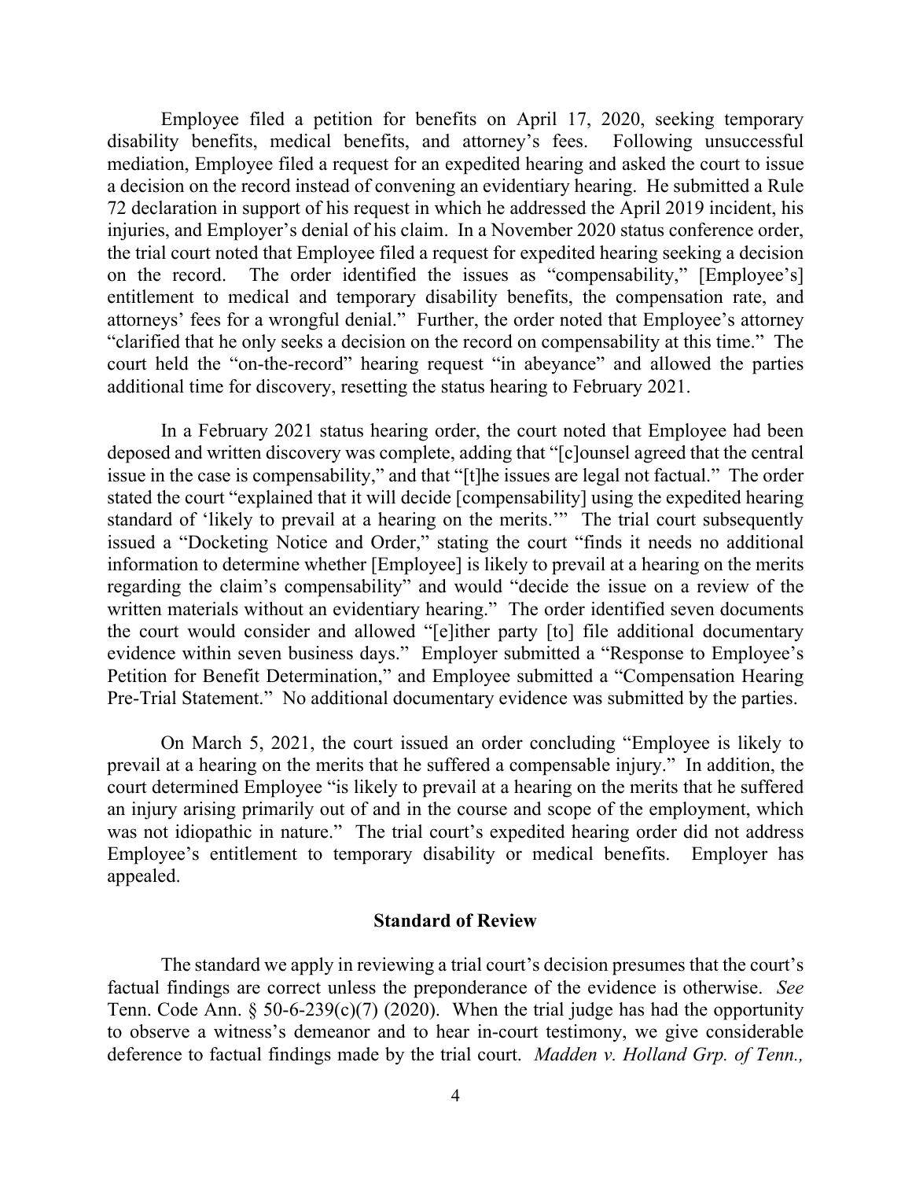Employee filed a petition for benefits on April 17, 2020, seeking temporary disability benefits, medical benefits, and attorney's fees. Following unsuccessful mediation, Employee filed a request for an expedited hearing and asked the court to issue a decision on the record instead of convening an evidentiary hearing. He submitted a Rule 72 declaration in support of his request in which he addressed the April 2019 incident, his injuries, and Employer's denial of his claim. In a November 2020 status conference order, the trial court noted that Employee filed a request for expedited hearing seeking a decision on the record. The order identified the issues as "compensability," [Employee's] entitlement to medical and temporary disability benefits, the compensation rate, and attorneys' fees for a wrongful denial." Further, the order noted that Employee's attorney "clarified that he only seeks a decision on the record on compensability at this time." The court held the "on-the-record" hearing request "in abeyance" and allowed the parties additional time for discovery, resetting the status hearing to February 2021.

In a February 2021 status hearing order, the court noted that Employee had been deposed and written discovery was complete, adding that "[c]ounsel agreed that the central issue in the case is compensability," and that "[t]he issues are legal not factual." The order stated the court "explained that it will decide [compensability] using the expedited hearing standard of 'likely to prevail at a hearing on the merits.'" The trial court subsequently issued a "Docketing Notice and Order," stating the court "finds it needs no additional information to determine whether [Employee] is likely to prevail at a hearing on the merits regarding the claim's compensability" and would "decide the issue on a review of the written materials without an evidentiary hearing." The order identified seven documents the court would consider and allowed "[e]ither party [to] file additional documentary evidence within seven business days." Employer submitted a "Response to Employee's Petition for Benefit Determination," and Employee submitted a "Compensation Hearing Pre-Trial Statement." No additional documentary evidence was submitted by the parties.

On March 5, 2021, the court issued an order concluding "Employee is likely to prevail at a hearing on the merits that he suffered a compensable injury." In addition, the court determined Employee "is likely to prevail at a hearing on the merits that he suffered an injury arising primarily out of and in the course and scope of the employment, which was not idiopathic in nature." The trial court's expedited hearing order did not address Employee's entitlement to temporary disability or medical benefits. Employer has appealed.

## Standard of Review

The standard we apply in reviewing a trial court's decision presumes that the court's factual findings are correct unless the preponderance of the evidence is otherwise. *See* Tenn. Code Ann. § 50-6-239(c)(7) (2020). When the trial judge has had the opportunity to observe a witness's demeanor and to hear in-court testimony, we give considerable deference to factual findings made by the trial court. *Madden v. Holland Grp. of Tenn.,*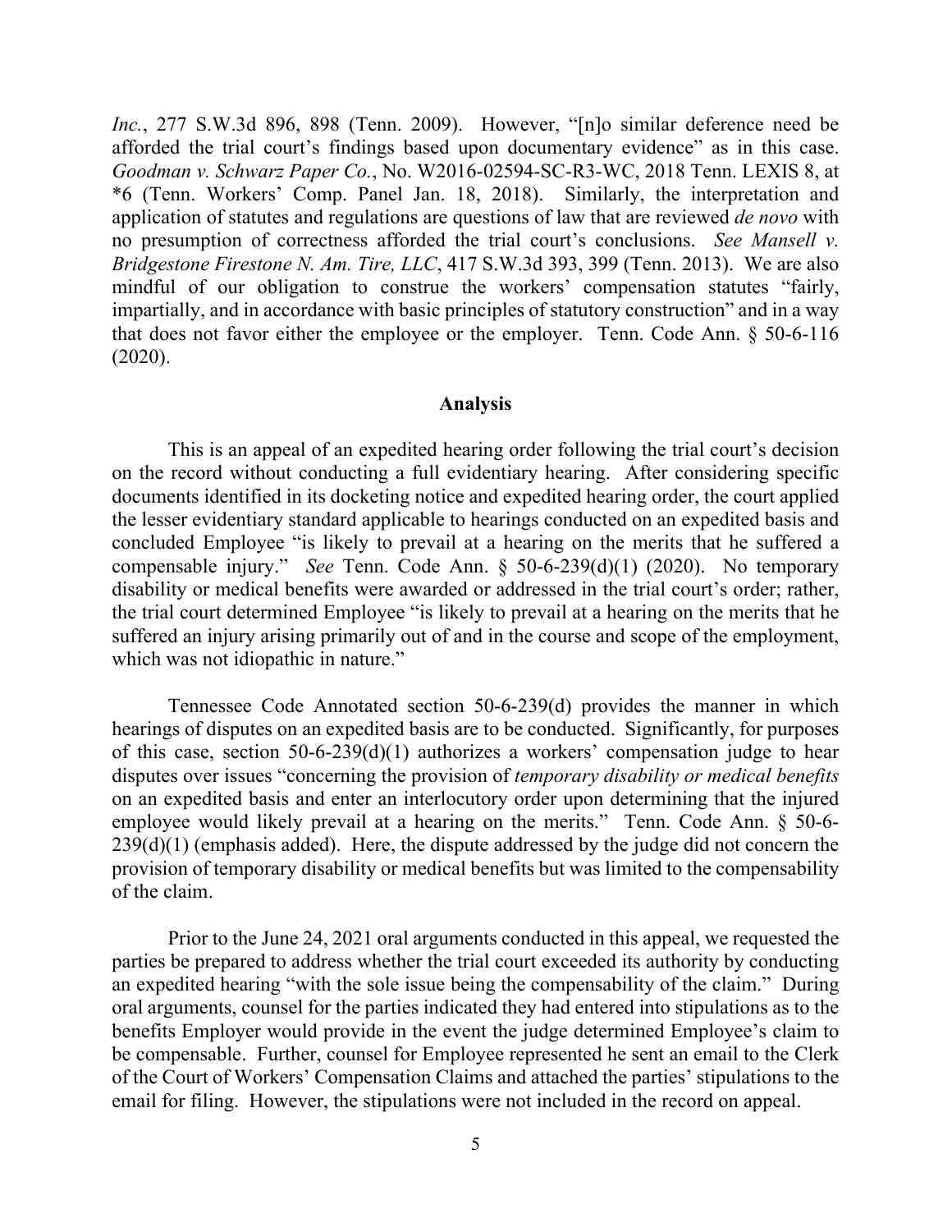*Inc.*, 277 S.W.3d 896, 898 (Tenn. 2009). However, "[n]o similar deference need be afforded the trial court's findings based upon documentary evidence" as in this case. *Goodman v. Schwarz Paper Co.*, No. W2016-02594-SC-R3-WC, 2018 Tenn. LEXIS 8, at *6 (Tenn. Workers' Comp. Panel Jan. 18, 2018). Similarly, the interpretation and application of statutes and regulations are questions of law that are reviewed *de novo* with no presumption of correctness afforded the trial court's conclusions. *See Mansell v. Bridgestone Firestone N. Am. Tire, LLC*, 417 S.W.3d 393, 399 (Tenn. 2013). We are also mindful of our obligation to construe the workers' compensation statutes "fairly, impartially, and in accordance with basic principles of statutory construction" and in a way that does not favor either the employee or the employer. Tenn. Code Ann. § 50-6-116 (2020).

## Analysis

This is an appeal of an expedited hearing order following the trial court's decision on the record without conducting a full evidentiary hearing. After considering specific documents identified in its docketing notice and expedited hearing order, the court applied the lesser evidentiary standard applicable to hearings conducted on an expedited basis and concluded Employee "is likely to prevail at a hearing on the merits that he suffered a compensable injury." *See* Tenn. Code Ann. § 50-6-239(d)(1) (2020). No temporary disability or medical benefits were awarded or addressed in the trial court's order; rather, the trial court determined Employee "is likely to prevail at a hearing on the merits that he suffered an injury arising primarily out of and in the course and scope of the employment, which was not idiopathic in nature."

Tennessee Code Annotated section 50-6-239(d) provides the manner in which hearings of disputes on an expedited basis are to be conducted. Significantly, for purposes of this case, section 50-6-239(d)(1) authorizes a workers' compensation judge to hear disputes over issues "concerning the provision of *temporary disability or medical benefits* on an expedited basis and enter an interlocutory order upon determining that the injured employee would likely prevail at a hearing on the merits." Tenn. Code Ann. § 50-6-239(d)(1) (emphasis added). Here, the dispute addressed by the judge did not concern the provision of temporary disability or medical benefits but was limited to the compensability of the claim.

Prior to the June 24, 2021 oral arguments conducted in this appeal, we requested the parties be prepared to address whether the trial court exceeded its authority by conducting an expedited hearing "with the sole issue being the compensability of the claim." During oral arguments, counsel for the parties indicated they had entered into stipulations as to the benefits Employer would provide in the event the judge determined Employee's claim to be compensable. Further, counsel for Employee represented he sent an email to the Clerk of the Court of Workers' Compensation Claims and attached the parties' stipulations to the email for filing. However, the stipulations were not included in the record on appeal.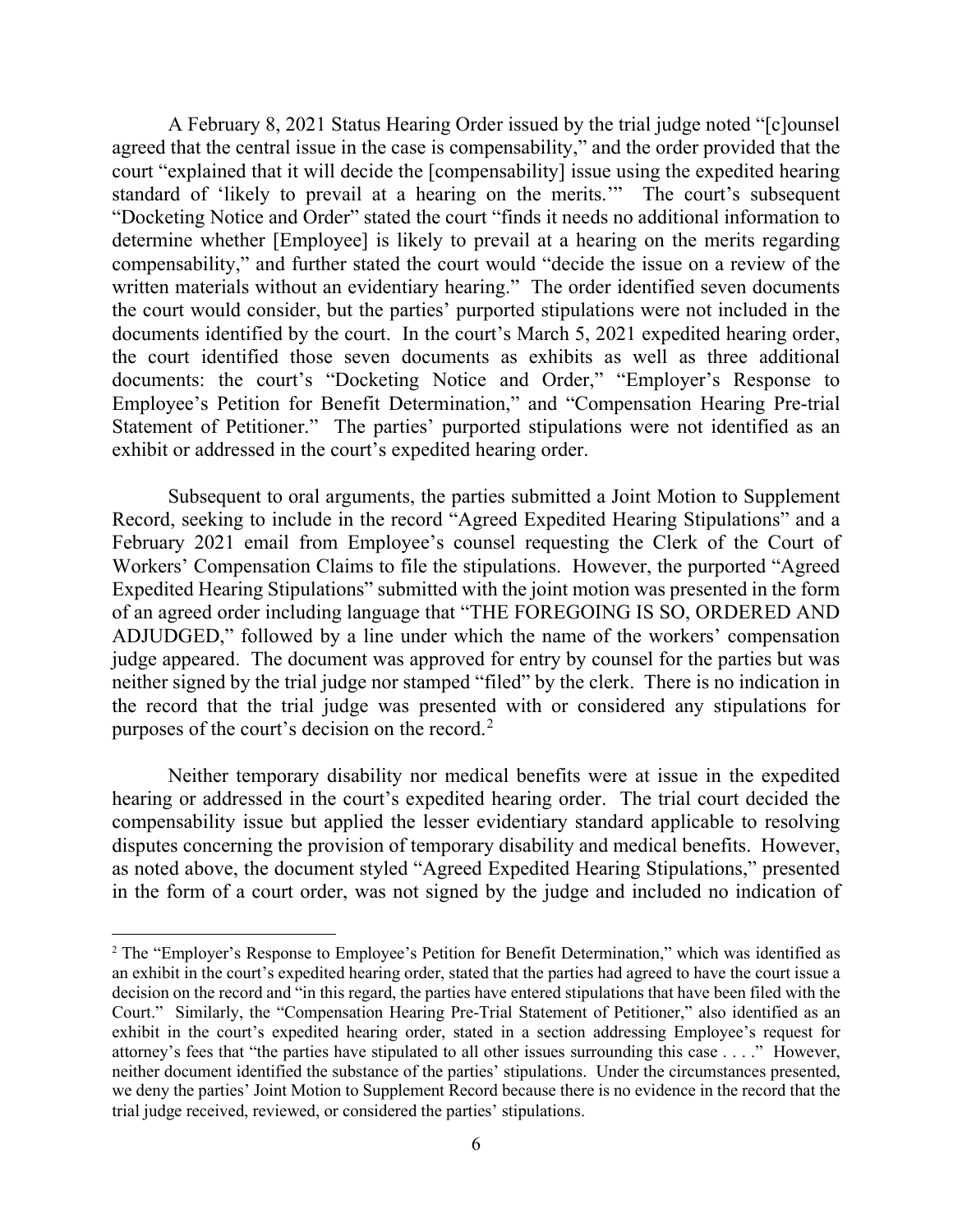A February 8, 2021 Status Hearing Order issued by the trial judge noted "[c]ounsel agreed that the central issue in the case is compensability," and the order provided that the court "explained that it will decide the [compensability] issue using the expedited hearing standard of 'likely to prevail at a hearing on the merits.'" The court's subsequent "Docketing Notice and Order" stated the court "finds it needs no additional information to determine whether [Employee] is likely to prevail at a hearing on the merits regarding compensability," and further stated the court would "decide the issue on a review of the written materials without an evidentiary hearing." The order identified seven documents the court would consider, but the parties' purported stipulations were not included in the documents identified by the court. In the court's March 5, 2021 expedited hearing order, the court identified those seven documents as exhibits as well as three additional documents: the court's "Docketing Notice and Order," "Employer's Response to Employee's Petition for Benefit Determination," and "Compensation Hearing Pre-trial Statement of Petitioner." The parties' purported stipulations were not identified as an exhibit or addressed in the court's expedited hearing order.

Subsequent to oral arguments, the parties submitted a Joint Motion to Supplement Record, seeking to include in the record "Agreed Expedited Hearing Stipulations" and a February 2021 email from Employee's counsel requesting the Clerk of the Court of Workers' Compensation Claims to file the stipulations. However, the purported "Agreed Expedited Hearing Stipulations" submitted with the joint motion was presented in the form of an agreed order including language that "THE FOREGOING IS SO, ORDERED AND ADJUDGED," followed by a line under which the name of the workers' compensation judge appeared. The document was approved for entry by counsel for the parties but was neither signed by the trial judge nor stamped "filed" by the clerk. There is no indication in the record that the trial judge was presented with or considered any stipulations for purposes of the court's decision on the record.[2]

Neither temporary disability nor medical benefits were at issue in the expedited hearing or addressed in the court's expedited hearing order. The trial court decided the compensability issue but applied the lesser evidentiary standard applicable to resolving disputes concerning the provision of temporary disability and medical benefits. However, as noted above, the document styled "Agreed Expedited Hearing Stipulations," presented in the form of a court order, was not signed by the judge and included no indication of

---

[2] The "Employer's Response to Employee's Petition for Benefit Determination," which was identified as an exhibit in the court's expedited hearing order, stated that the parties had agreed to have the court issue a decision on the record and "in this regard, the parties have entered stipulations that have been filed with the Court." Similarly, the "Compensation Hearing Pre-Trial Statement of Petitioner," also identified as an exhibit in the court's expedited hearing order, stated in a section addressing Employee's request for attorney's fees that "the parties have stipulated to all other issues surrounding this case . . . ." However, neither document identified the substance of the parties' stipulations. Under the circumstances presented, we deny the parties' Joint Motion to Supplement Record because there is no evidence in the record that the trial judge received, reviewed, or considered the parties' stipulations.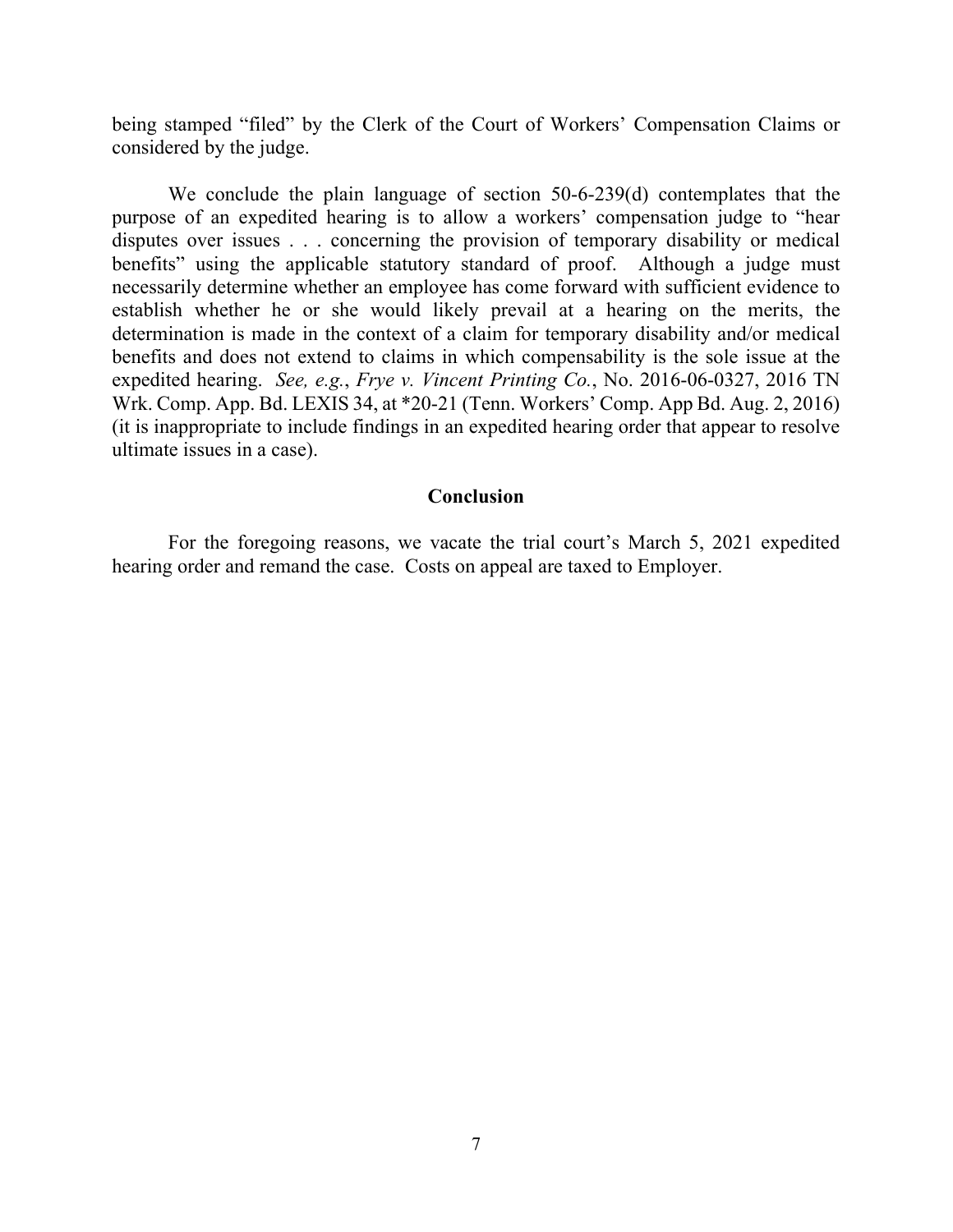being stamped "filed" by the Clerk of the Court of Workers' Compensation Claims or considered by the judge.

We conclude the plain language of section 50-6-239(d) contemplates that the purpose of an expedited hearing is to allow a workers' compensation judge to "hear disputes over issues . . . concerning the provision of temporary disability or medical benefits" using the applicable statutory standard of proof. Although a judge must necessarily determine whether an employee has come forward with sufficient evidence to establish whether he or she would likely prevail at a hearing on the merits, the determination is made in the context of a claim for temporary disability and/or medical benefits and does not extend to claims in which compensability is the sole issue at the expedited hearing. *See, e.g.*, *Frye v. Vincent Printing Co.*, No. 2016-06-0327, 2016 TN Wrk. Comp. App. Bd. LEXIS 34, at *20-21 (Tenn. Workers' Comp. App Bd. Aug. 2, 2016) (it is inappropriate to include findings in an expedited hearing order that appear to resolve ultimate issues in a case).

## Conclusion

For the foregoing reasons, we vacate the trial court's March 5, 2021 expedited hearing order and remand the case. Costs on appeal are taxed to Employer.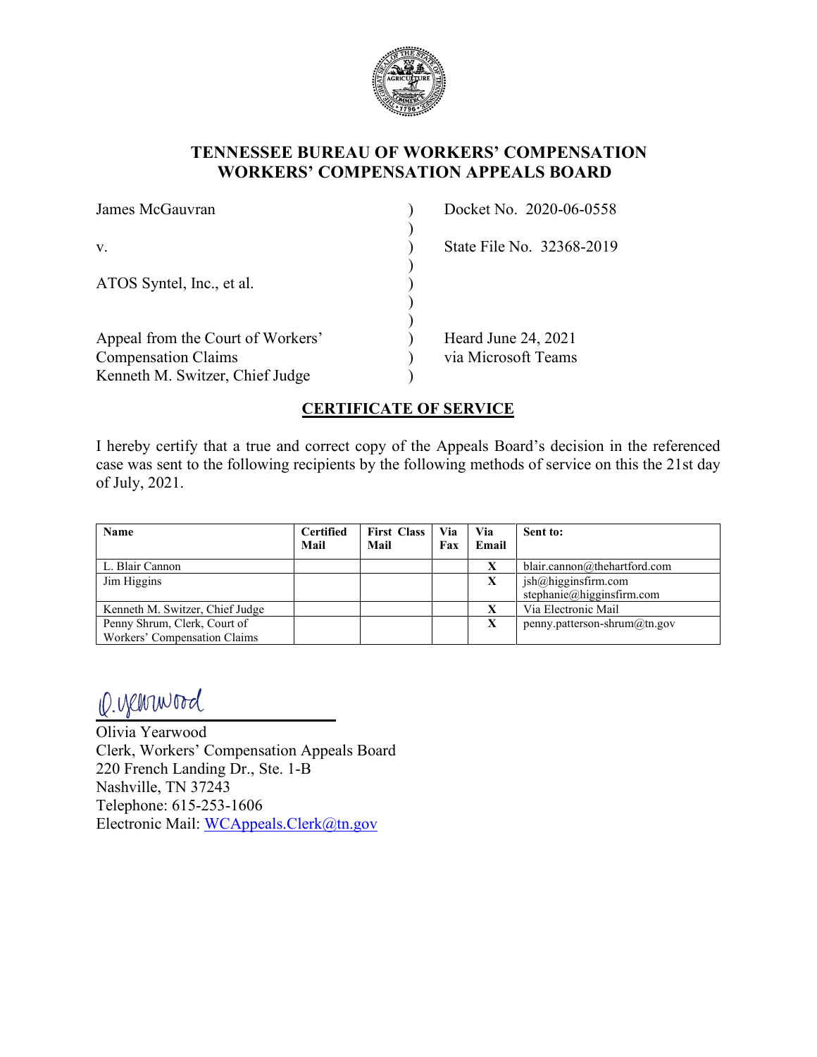# TENNESSEE BUREAU OF WORKERS' COMPENSATION
# WORKERS' COMPENSATION APPEALS BOARD

| | | |
|---|---|---|
| James McGauvran | ) | Docket No. 2020-06-0558 |
| | ) | |
| v. | ) | State File No. 32368-2019 |
| | ) | |
| ATOS Syntel, Inc., et al. | ) | |
| | ) | |
| | ) | |
| Appeal from the Court of Workers' Compensation Claims | ) | Heard June 24, 2021 via Microsoft Teams |
| Kenneth M. Switzer, Chief Judge | ) | |

## CERTIFICATE OF SERVICE

I hereby certify that a true and correct copy of the Appeals Board's decision in the referenced case was sent to the following recipients by the following methods of service on this the 21st day of July, 2021.

| Name | Certified Mail | First Class Mail | Via Fax | Via Email | Sent to: |
|---|---|---|---|---|---|
| L. Blair Cannon | | | | X | blair.cannon@thehartford.com |
| Jim Higgins | | | | X | jsh@higginsfirm.com<br>stephanie@higginsfirm.com |
| Kenneth M. Switzer, Chief Judge | | | | X | Via Electronic Mail |
| Penny Shrum, Clerk, Court of Workers' Compensation Claims | | | | X | penny.patterson-shrum@tn.gov |

O. Yearwood

Olivia Yearwood
Clerk, Workers' Compensation Appeals Board
220 French Landing Dr., Ste. 1-B
Nashville, TN 37243
Telephone: 615-253-1606
Electronic Mail: WCAppeals.Clerk@tn.gov